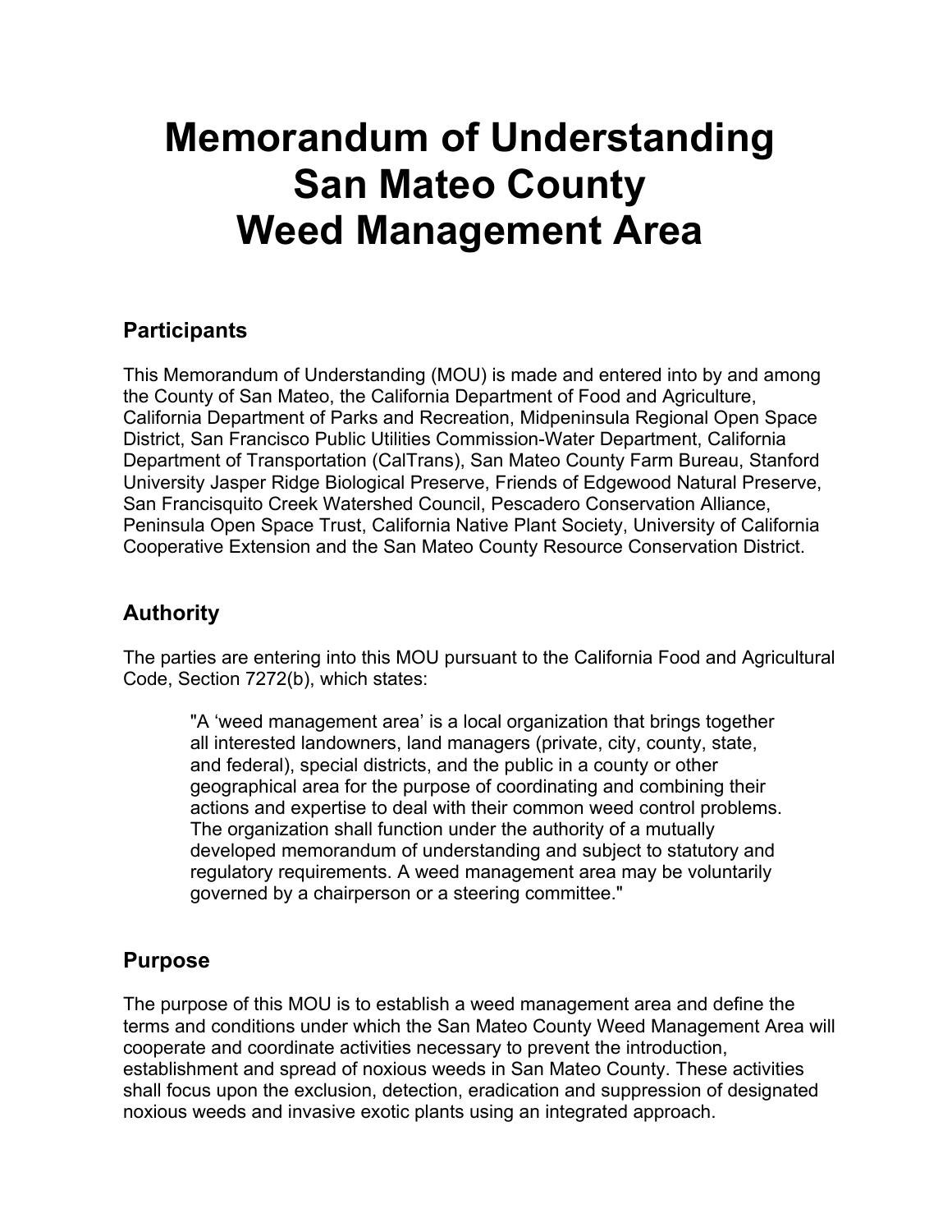# Memorandum of Understanding San Mateo County Weed Management Area

## Participants

This Memorandum of Understanding (MOU) is made and entered into by and among the County of San Mateo, the California Department of Food and Agriculture, California Department of Parks and Recreation, Midpeninsula Regional Open Space District, San Francisco Public Utilities Commission-Water Department, California Department of Transportation (CalTrans), San Mateo County Farm Bureau, Stanford University Jasper Ridge Biological Preserve, Friends of Edgewood Natural Preserve, San Francisquito Creek Watershed Council, Pescadero Conservation Alliance, Peninsula Open Space Trust, California Native Plant Society, University of California Cooperative Extension and the San Mateo County Resource Conservation District.

## Authority

The parties are entering into this MOU pursuant to the California Food and Agricultural Code, Section 7272(b), which states:

> "A 'weed management area' is a local organization that brings together all interested landowners, land managers (private, city, county, state, and federal), special districts, and the public in a county or other geographical area for the purpose of coordinating and combining their actions and expertise to deal with their common weed control problems. The organization shall function under the authority of a mutually developed memorandum of understanding and subject to statutory and regulatory requirements. A weed management area may be voluntarily governed by a chairperson or a steering committee."

## Purpose

The purpose of this MOU is to establish a weed management area and define the terms and conditions under which the San Mateo County Weed Management Area will cooperate and coordinate activities necessary to prevent the introduction, establishment and spread of noxious weeds in San Mateo County. These activities shall focus upon the exclusion, detection, eradication and suppression of designated noxious weeds and invasive exotic plants using an integrated approach.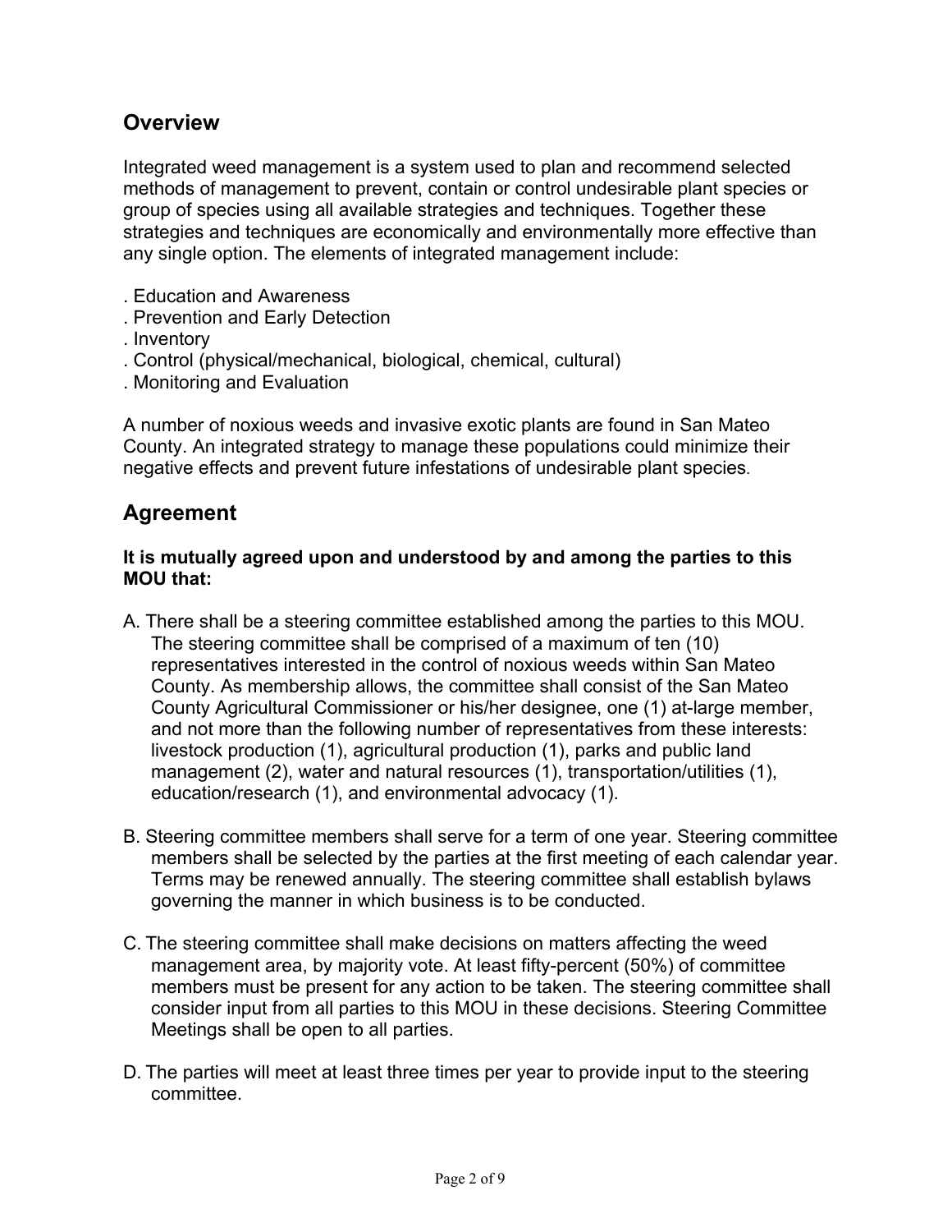## Overview

Integrated weed management is a system used to plan and recommend selected methods of management to prevent, contain or control undesirable plant species or group of species using all available strategies and techniques. Together these strategies and techniques are economically and environmentally more effective than any single option. The elements of integrated management include:

- Education and Awareness
- Prevention and Early Detection
- Inventory
- Control (physical/mechanical, biological, chemical, cultural)
- Monitoring and Evaluation

A number of noxious weeds and invasive exotic plants are found in San Mateo County. An integrated strategy to manage these populations could minimize their negative effects and prevent future infestations of undesirable plant species.

## Agreement

**It is mutually agreed upon and understood by and among the parties to this MOU that:**

A. There shall be a steering committee established among the parties to this MOU. The steering committee shall be comprised of a maximum of ten (10) representatives interested in the control of noxious weeds within San Mateo County. As membership allows, the committee shall consist of the San Mateo County Agricultural Commissioner or his/her designee, one (1) at-large member, and not more than the following number of representatives from these interests: livestock production (1), agricultural production (1), parks and public land management (2), water and natural resources (1), transportation/utilities (1), education/research (1), and environmental advocacy (1).

B. Steering committee members shall serve for a term of one year. Steering committee members shall be selected by the parties at the first meeting of each calendar year. Terms may be renewed annually. The steering committee shall establish bylaws governing the manner in which business is to be conducted.

C. The steering committee shall make decisions on matters affecting the weed management area, by majority vote. At least fifty-percent (50%) of committee members must be present for any action to be taken. The steering committee shall consider input from all parties to this MOU in these decisions. Steering Committee Meetings shall be open to all parties.

D. The parties will meet at least three times per year to provide input to the steering committee.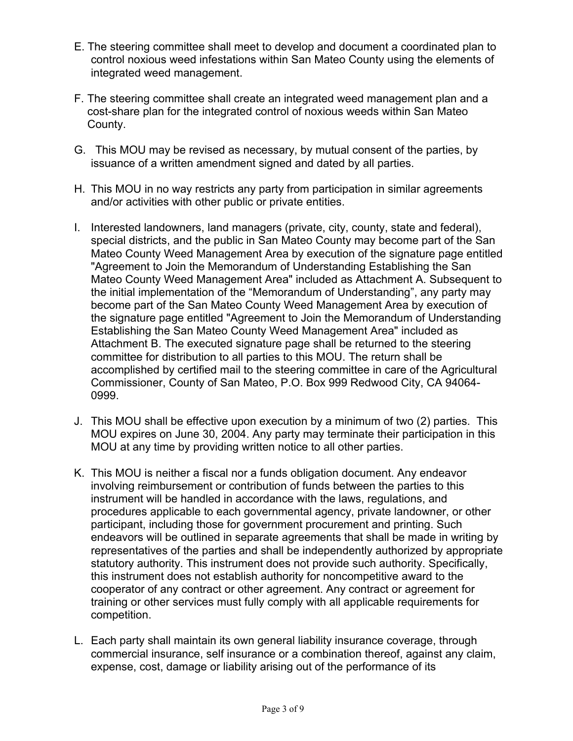E. The steering committee shall meet to develop and document a coordinated plan to control noxious weed infestations within San Mateo County using the elements of integrated weed management.

F. The steering committee shall create an integrated weed management plan and a cost-share plan for the integrated control of noxious weeds within San Mateo County.

G. This MOU may be revised as necessary, by mutual consent of the parties, by issuance of a written amendment signed and dated by all parties.

H. This MOU in no way restricts any party from participation in similar agreements and/or activities with other public or private entities.

I. Interested landowners, land managers (private, city, county, state and federal), special districts, and the public in San Mateo County may become part of the San Mateo County Weed Management Area by execution of the signature page entitled "Agreement to Join the Memorandum of Understanding Establishing the San Mateo County Weed Management Area" included as Attachment A. Subsequent to the initial implementation of the "Memorandum of Understanding", any party may become part of the San Mateo County Weed Management Area by execution of the signature page entitled "Agreement to Join the Memorandum of Understanding Establishing the San Mateo County Weed Management Area" included as Attachment B. The executed signature page shall be returned to the steering committee for distribution to all parties to this MOU. The return shall be accomplished by certified mail to the steering committee in care of the Agricultural Commissioner, County of San Mateo, P.O. Box 999 Redwood City, CA 94064-0999.

J. This MOU shall be effective upon execution by a minimum of two (2) parties. This MOU expires on June 30, 2004. Any party may terminate their participation in this MOU at any time by providing written notice to all other parties.

K. This MOU is neither a fiscal nor a funds obligation document. Any endeavor involving reimbursement or contribution of funds between the parties to this instrument will be handled in accordance with the laws, regulations, and procedures applicable to each governmental agency, private landowner, or other participant, including those for government procurement and printing. Such endeavors will be outlined in separate agreements that shall be made in writing by representatives of the parties and shall be independently authorized by appropriate statutory authority. This instrument does not provide such authority. Specifically, this instrument does not establish authority for noncompetitive award to the cooperator of any contract or other agreement. Any contract or agreement for training or other services must fully comply with all applicable requirements for competition.

L. Each party shall maintain its own general liability insurance coverage, through commercial insurance, self insurance or a combination thereof, against any claim, expense, cost, damage or liability arising out of the performance of its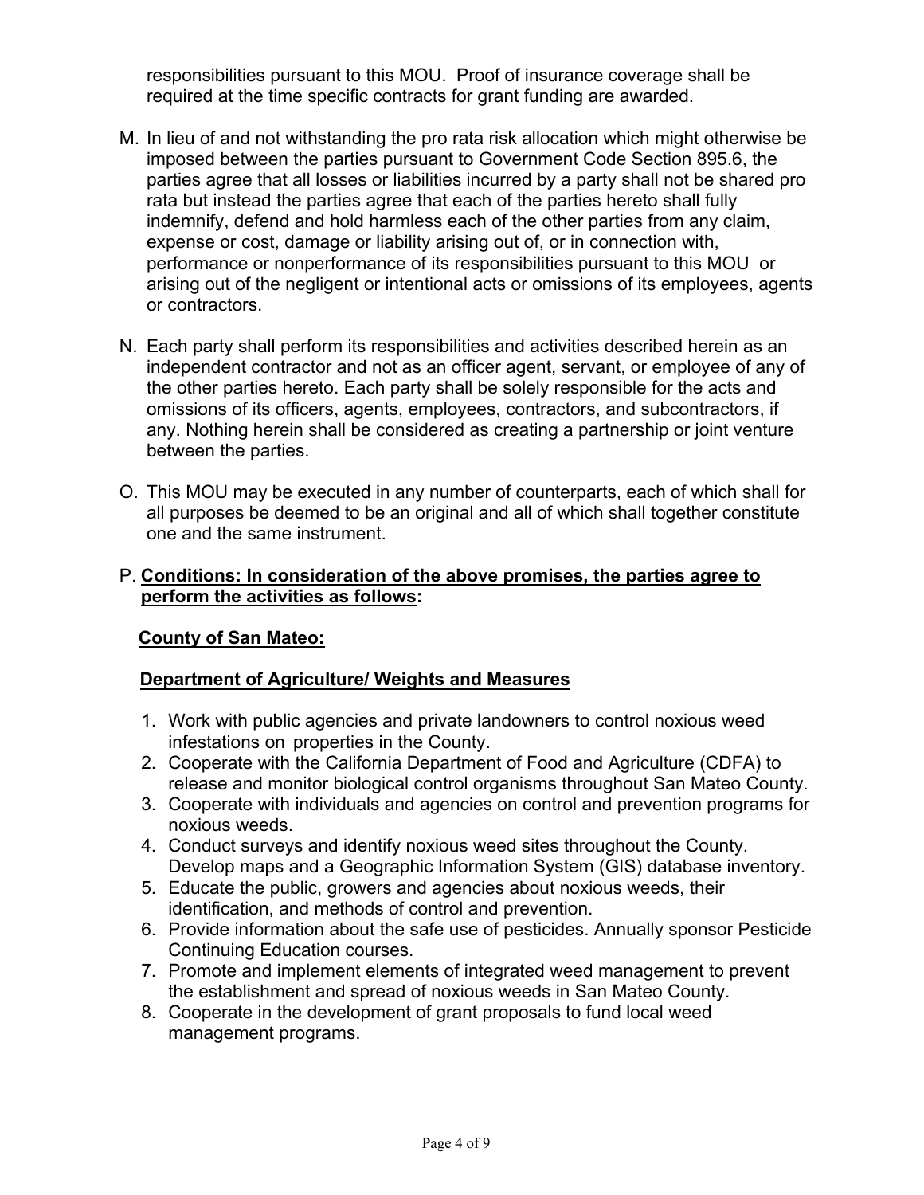responsibilities pursuant to this MOU. Proof of insurance coverage shall be required at the time specific contracts for grant funding are awarded.

M. In lieu of and not withstanding the pro rata risk allocation which might otherwise be imposed between the parties pursuant to Government Code Section 895.6, the parties agree that all losses or liabilities incurred by a party shall not be shared pro rata but instead the parties agree that each of the parties hereto shall fully indemnify, defend and hold harmless each of the other parties from any claim, expense or cost, damage or liability arising out of, or in connection with, performance or nonperformance of its responsibilities pursuant to this MOU or arising out of the negligent or intentional acts or omissions of its employees, agents or contractors.

N. Each party shall perform its responsibilities and activities described herein as an independent contractor and not as an officer agent, servant, or employee of any of the other parties hereto. Each party shall be solely responsible for the acts and omissions of its officers, agents, employees, contractors, and subcontractors, if any. Nothing herein shall be considered as creating a partnership or joint venture between the parties.

O. This MOU may be executed in any number of counterparts, each of which shall for all purposes be deemed to be an original and all of which shall together constitute one and the same instrument.

P. **Conditions: In consideration of the above promises, the parties agree to perform the activities as follows:**

**County of San Mateo:**

**Department of Agriculture/ Weights and Measures**

1. Work with public agencies and private landowners to control noxious weed infestations on properties in the County.
2. Cooperate with the California Department of Food and Agriculture (CDFA) to release and monitor biological control organisms throughout San Mateo County.
3. Cooperate with individuals and agencies on control and prevention programs for noxious weeds.
4. Conduct surveys and identify noxious weed sites throughout the County. Develop maps and a Geographic Information System (GIS) database inventory.
5. Educate the public, growers and agencies about noxious weeds, their identification, and methods of control and prevention.
6. Provide information about the safe use of pesticides. Annually sponsor Pesticide Continuing Education courses.
7. Promote and implement elements of integrated weed management to prevent the establishment and spread of noxious weeds in San Mateo County.
8. Cooperate in the development of grant proposals to fund local weed management programs.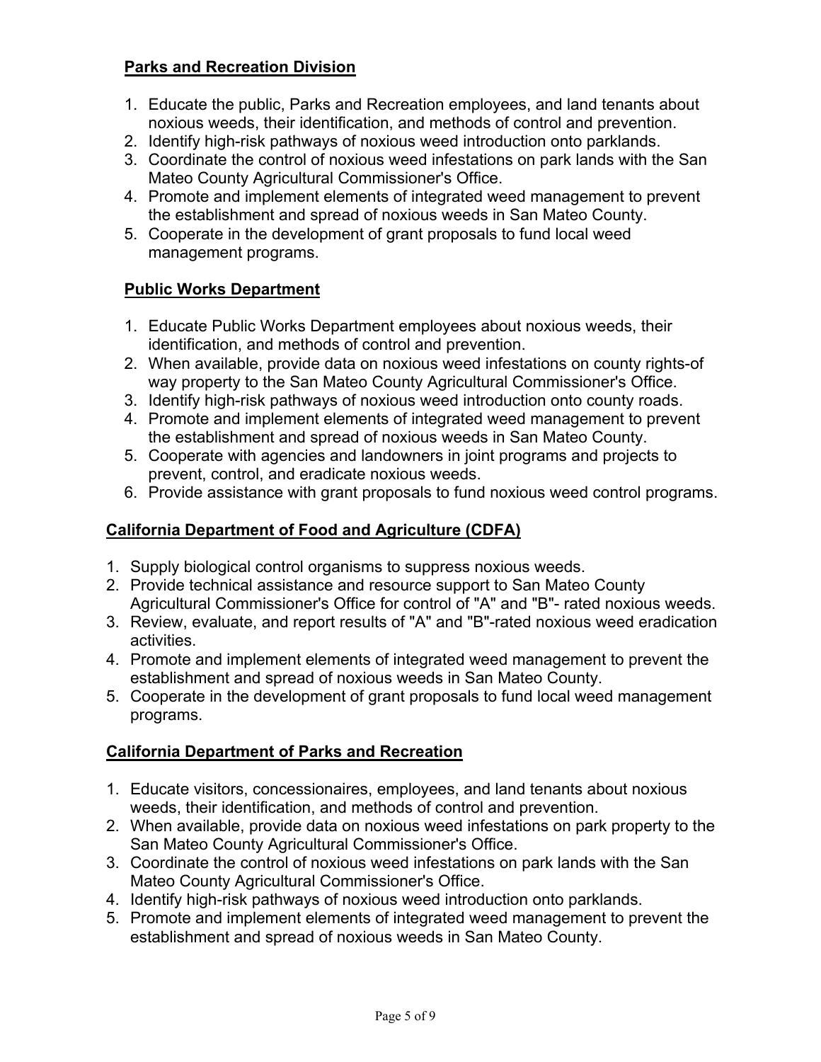**Parks and Recreation Division**

1. Educate the public, Parks and Recreation employees, and land tenants about noxious weeds, their identification, and methods of control and prevention.
2. Identify high-risk pathways of noxious weed introduction onto parklands.
3. Coordinate the control of noxious weed infestations on park lands with the San Mateo County Agricultural Commissioner's Office.
4. Promote and implement elements of integrated weed management to prevent the establishment and spread of noxious weeds in San Mateo County.
5. Cooperate in the development of grant proposals to fund local weed management programs.

**Public Works Department**

1. Educate Public Works Department employees about noxious weeds, their identification, and methods of control and prevention.
2. When available, provide data on noxious weed infestations on county rights-of way property to the San Mateo County Agricultural Commissioner's Office.
3. Identify high-risk pathways of noxious weed introduction onto county roads.
4. Promote and implement elements of integrated weed management to prevent the establishment and spread of noxious weeds in San Mateo County.
5. Cooperate with agencies and landowners in joint programs and projects to prevent, control, and eradicate noxious weeds.
6. Provide assistance with grant proposals to fund noxious weed control programs.

**California Department of Food and Agriculture (CDFA)**

1. Supply biological control organisms to suppress noxious weeds.
2. Provide technical assistance and resource support to San Mateo County Agricultural Commissioner's Office for control of "A" and "B"- rated noxious weeds.
3. Review, evaluate, and report results of "A" and "B"-rated noxious weed eradication activities.
4. Promote and implement elements of integrated weed management to prevent the establishment and spread of noxious weeds in San Mateo County.
5. Cooperate in the development of grant proposals to fund local weed management programs.

**California Department of Parks and Recreation**

1. Educate visitors, concessionaires, employees, and land tenants about noxious weeds, their identification, and methods of control and prevention.
2. When available, provide data on noxious weed infestations on park property to the San Mateo County Agricultural Commissioner's Office.
3. Coordinate the control of noxious weed infestations on park lands with the San Mateo County Agricultural Commissioner's Office.
4. Identify high-risk pathways of noxious weed introduction onto parklands.
5. Promote and implement elements of integrated weed management to prevent the establishment and spread of noxious weeds in San Mateo County.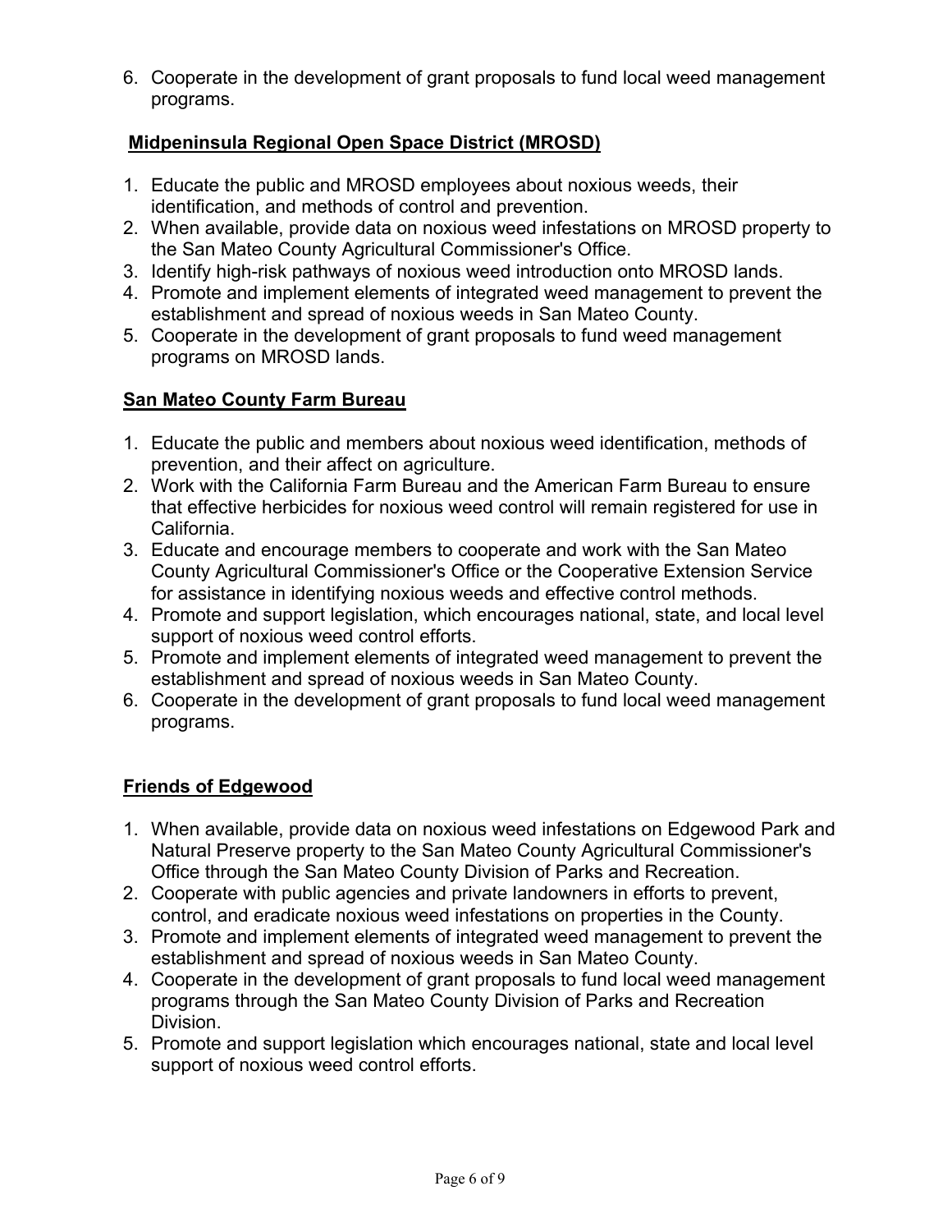6. Cooperate in the development of grant proposals to fund local weed management programs.

**Midpeninsula Regional Open Space District (MROSD)**

1. Educate the public and MROSD employees about noxious weeds, their identification, and methods of control and prevention.
2. When available, provide data on noxious weed infestations on MROSD property to the San Mateo County Agricultural Commissioner's Office.
3. Identify high-risk pathways of noxious weed introduction onto MROSD lands.
4. Promote and implement elements of integrated weed management to prevent the establishment and spread of noxious weeds in San Mateo County.
5. Cooperate in the development of grant proposals to fund weed management programs on MROSD lands.

**San Mateo County Farm Bureau**

1. Educate the public and members about noxious weed identification, methods of prevention, and their affect on agriculture.
2. Work with the California Farm Bureau and the American Farm Bureau to ensure that effective herbicides for noxious weed control will remain registered for use in California.
3. Educate and encourage members to cooperate and work with the San Mateo County Agricultural Commissioner's Office or the Cooperative Extension Service for assistance in identifying noxious weeds and effective control methods.
4. Promote and support legislation, which encourages national, state, and local level support of noxious weed control efforts.
5. Promote and implement elements of integrated weed management to prevent the establishment and spread of noxious weeds in San Mateo County.
6. Cooperate in the development of grant proposals to fund local weed management programs.

**Friends of Edgewood**

1. When available, provide data on noxious weed infestations on Edgewood Park and Natural Preserve property to the San Mateo County Agricultural Commissioner's Office through the San Mateo County Division of Parks and Recreation.
2. Cooperate with public agencies and private landowners in efforts to prevent, control, and eradicate noxious weed infestations on properties in the County.
3. Promote and implement elements of integrated weed management to prevent the establishment and spread of noxious weeds in San Mateo County.
4. Cooperate in the development of grant proposals to fund local weed management programs through the San Mateo County Division of Parks and Recreation Division.
5. Promote and support legislation which encourages national, state and local level support of noxious weed control efforts.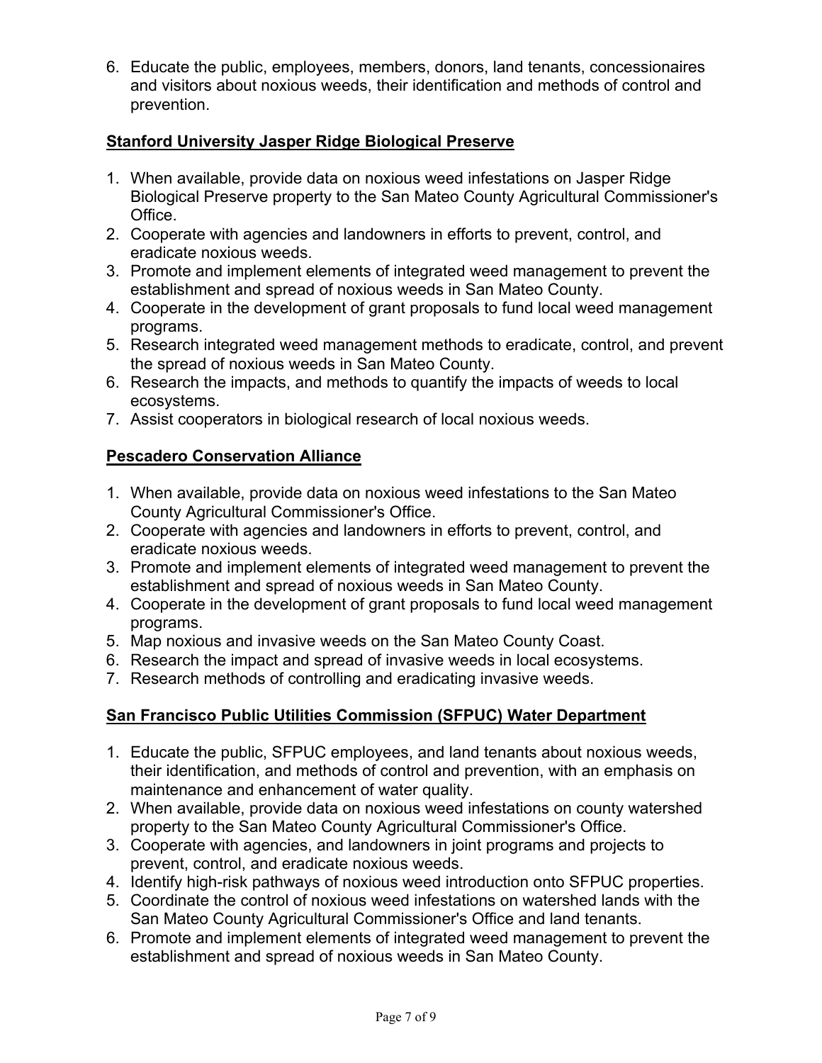6. Educate the public, employees, members, donors, land tenants, concessionaires and visitors about noxious weeds, their identification and methods of control and prevention.

**<u>Stanford University Jasper Ridge Biological Preserve</u>**

1. When available, provide data on noxious weed infestations on Jasper Ridge Biological Preserve property to the San Mateo County Agricultural Commissioner's Office.
2. Cooperate with agencies and landowners in efforts to prevent, control, and eradicate noxious weeds.
3. Promote and implement elements of integrated weed management to prevent the establishment and spread of noxious weeds in San Mateo County.
4. Cooperate in the development of grant proposals to fund local weed management programs.
5. Research integrated weed management methods to eradicate, control, and prevent the spread of noxious weeds in San Mateo County.
6. Research the impacts, and methods to quantify the impacts of weeds to local ecosystems.
7. Assist cooperators in biological research of local noxious weeds.

**<u>Pescadero Conservation Alliance</u>**

1. When available, provide data on noxious weed infestations to the San Mateo County Agricultural Commissioner's Office.
2. Cooperate with agencies and landowners in efforts to prevent, control, and eradicate noxious weeds.
3. Promote and implement elements of integrated weed management to prevent the establishment and spread of noxious weeds in San Mateo County.
4. Cooperate in the development of grant proposals to fund local weed management programs.
5. Map noxious and invasive weeds on the San Mateo County Coast.
6. Research the impact and spread of invasive weeds in local ecosystems.
7. Research methods of controlling and eradicating invasive weeds.

**<u>San Francisco Public Utilities Commission (SFPUC) Water Department</u>**

1. Educate the public, SFPUC employees, and land tenants about noxious weeds, their identification, and methods of control and prevention, with an emphasis on maintenance and enhancement of water quality.
2. When available, provide data on noxious weed infestations on county watershed property to the San Mateo County Agricultural Commissioner's Office.
3. Cooperate with agencies, and landowners in joint programs and projects to prevent, control, and eradicate noxious weeds.
4. Identify high-risk pathways of noxious weed introduction onto SFPUC properties.
5. Coordinate the control of noxious weed infestations on watershed lands with the San Mateo County Agricultural Commissioner's Office and land tenants.
6. Promote and implement elements of integrated weed management to prevent the establishment and spread of noxious weeds in San Mateo County.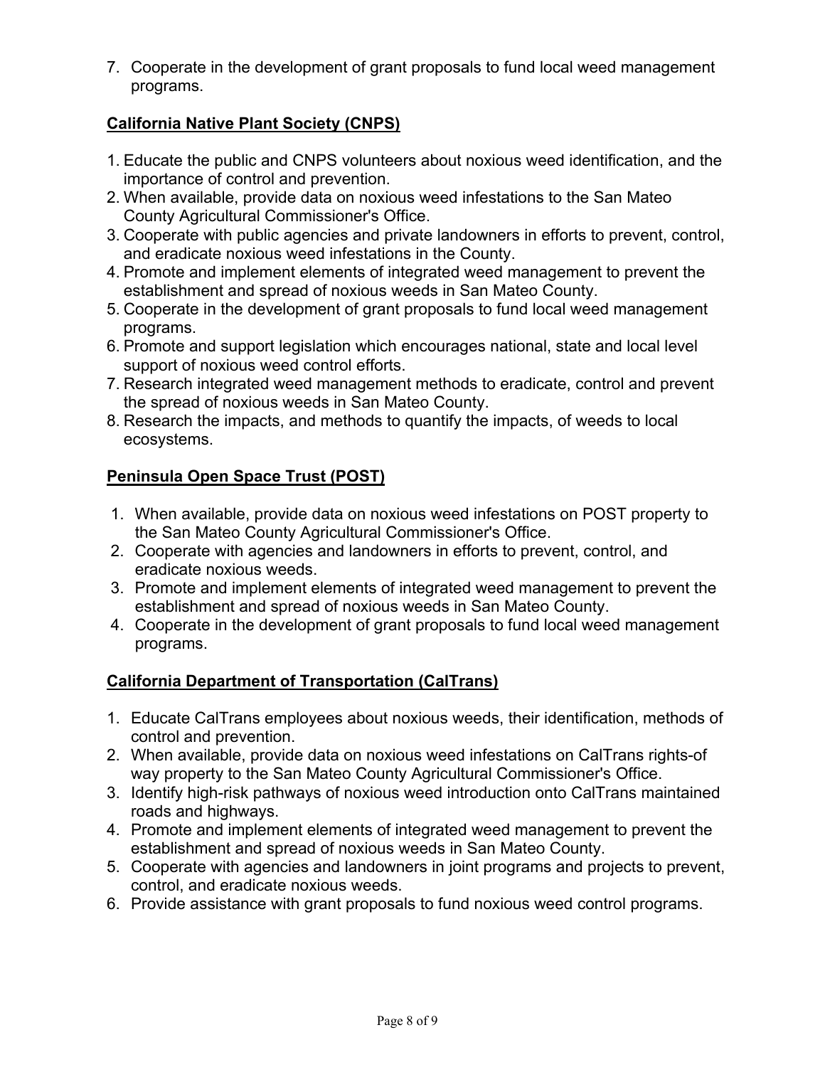7. Cooperate in the development of grant proposals to fund local weed management programs.

**California Native Plant Society (CNPS)**

1. Educate the public and CNPS volunteers about noxious weed identification, and the importance of control and prevention.
2. When available, provide data on noxious weed infestations to the San Mateo County Agricultural Commissioner's Office.
3. Cooperate with public agencies and private landowners in efforts to prevent, control, and eradicate noxious weed infestations in the County.
4. Promote and implement elements of integrated weed management to prevent the establishment and spread of noxious weeds in San Mateo County.
5. Cooperate in the development of grant proposals to fund local weed management programs.
6. Promote and support legislation which encourages national, state and local level support of noxious weed control efforts.
7. Research integrated weed management methods to eradicate, control and prevent the spread of noxious weeds in San Mateo County.
8. Research the impacts, and methods to quantify the impacts, of weeds to local ecosystems.

**Peninsula Open Space Trust (POST)**

1. When available, provide data on noxious weed infestations on POST property to the San Mateo County Agricultural Commissioner's Office.
2. Cooperate with agencies and landowners in efforts to prevent, control, and eradicate noxious weeds.
3. Promote and implement elements of integrated weed management to prevent the establishment and spread of noxious weeds in San Mateo County.
4. Cooperate in the development of grant proposals to fund local weed management programs.

**California Department of Transportation (CalTrans)**

1. Educate CalTrans employees about noxious weeds, their identification, methods of control and prevention.
2. When available, provide data on noxious weed infestations on CalTrans rights-of way property to the San Mateo County Agricultural Commissioner's Office.
3. Identify high-risk pathways of noxious weed introduction onto CalTrans maintained roads and highways.
4. Promote and implement elements of integrated weed management to prevent the establishment and spread of noxious weeds in San Mateo County.
5. Cooperate with agencies and landowners in joint programs and projects to prevent, control, and eradicate noxious weeds.
6. Provide assistance with grant proposals to fund noxious weed control programs.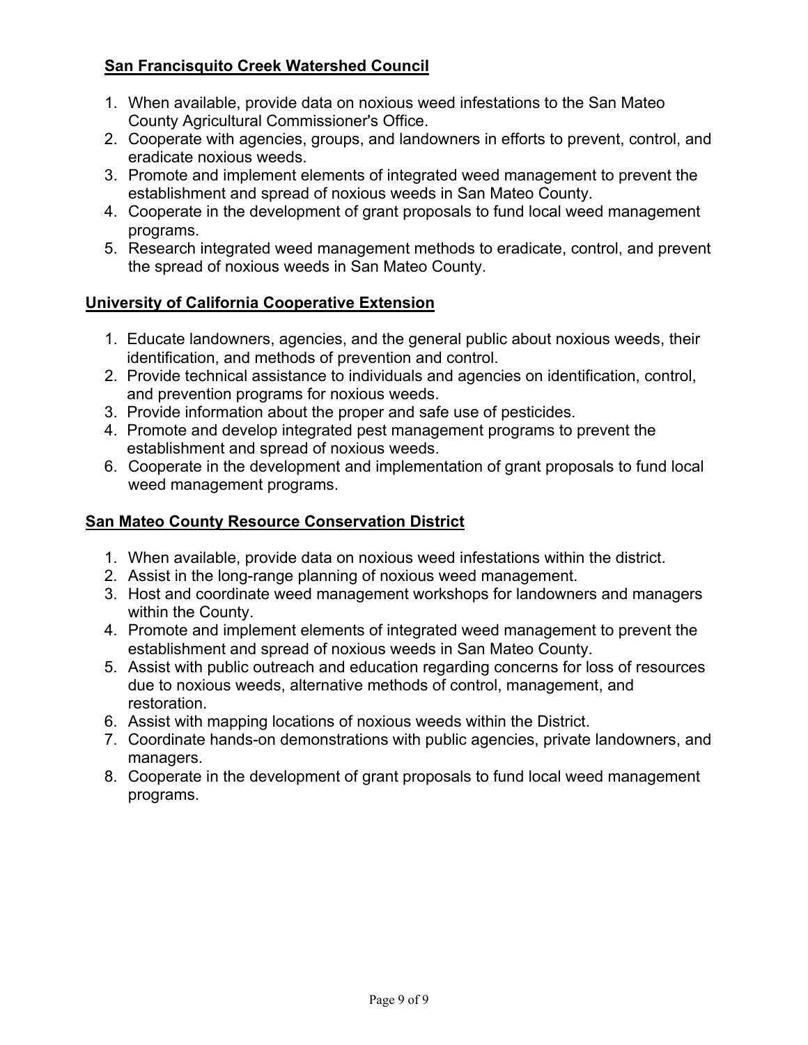**San Francisquito Creek Watershed Council**

1. When available, provide data on noxious weed infestations to the San Mateo County Agricultural Commissioner's Office.
2. Cooperate with agencies, groups, and landowners in efforts to prevent, control, and eradicate noxious weeds.
3. Promote and implement elements of integrated weed management to prevent the establishment and spread of noxious weeds in San Mateo County.
4. Cooperate in the development of grant proposals to fund local weed management programs.
5. Research integrated weed management methods to eradicate, control, and prevent the spread of noxious weeds in San Mateo County.

**University of California Cooperative Extension**

1. Educate landowners, agencies, and the general public about noxious weeds, their identification, and methods of prevention and control.
2. Provide technical assistance to individuals and agencies on identification, control, and prevention programs for noxious weeds.
3. Provide information about the proper and safe use of pesticides.
4. Promote and develop integrated pest management programs to prevent the establishment and spread of noxious weeds.

6. Cooperate in the development and implementation of grant proposals to fund local weed management programs.

**San Mateo County Resource Conservation District**

1. When available, provide data on noxious weed infestations within the district.
2. Assist in the long-range planning of noxious weed management.
3. Host and coordinate weed management workshops for landowners and managers within the County.
4. Promote and implement elements of integrated weed management to prevent the establishment and spread of noxious weeds in San Mateo County.
5. Assist with public outreach and education regarding concerns for loss of resources due to noxious weeds, alternative methods of control, management, and restoration.
6. Assist with mapping locations of noxious weeds within the District.
7. Coordinate hands-on demonstrations with public agencies, private landowners, and managers.
8. Cooperate in the development of grant proposals to fund local weed management programs.